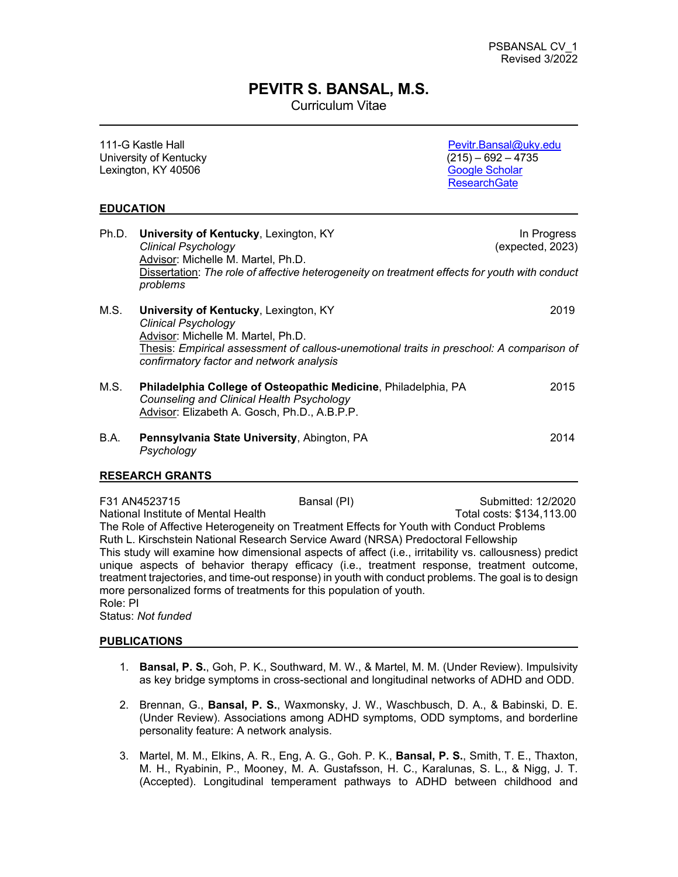PSBANSAL CV_1
Revised 3/2022

# PEVITR S. BANSAL, M.S.

Curriculum Vitae

111-G Kastle Hall
University of Kentucky
Lexington, KY 40506

Pevitr.Bansal@uky.edu
(215) – 692 – 4735
Google Scholar
ResearchGate

## EDUCATION

Ph.D. **University of Kentucky**, Lexington, KY — In Progress (expected, 2023)
*Clinical Psychology*
Advisor: Michelle M. Martel, Ph.D.
Dissertation: *The role of affective heterogeneity on treatment effects for youth with conduct problems*

M.S. **University of Kentucky**, Lexington, KY — 2019
*Clinical Psychology*
Advisor: Michelle M. Martel, Ph.D.
Thesis: *Empirical assessment of callous-unemotional traits in preschool: A comparison of confirmatory factor and network analysis*

M.S. **Philadelphia College of Osteopathic Medicine**, Philadelphia, PA — 2015
*Counseling and Clinical Health Psychology*
Advisor: Elizabeth A. Gosch, Ph.D., A.B.P.P.

B.A. **Pennsylvania State University**, Abington, PA — 2014
*Psychology*

## RESEARCH GRANTS

F31 AN4523715 — Bansal (PI) — Submitted: 12/2020
National Institute of Mental Health — Total costs: $134,113.00
The Role of Affective Heterogeneity on Treatment Effects for Youth with Conduct Problems
Ruth L. Kirschstein National Research Service Award (NRSA) Predoctoral Fellowship
This study will examine how dimensional aspects of affect (i.e., irritability vs. callousness) predict unique aspects of behavior therapy efficacy (i.e., treatment response, treatment outcome, treatment trajectories, and time-out response) in youth with conduct problems. The goal is to design more personalized forms of treatments for this population of youth.
Role: PI
Status: *Not funded*

## PUBLICATIONS

1. **Bansal, P. S.**, Goh, P. K., Southward, M. W., & Martel, M. M. (Under Review). Impulsivity as key bridge symptoms in cross-sectional and longitudinal networks of ADHD and ODD.

2. Brennan, G., **Bansal, P. S.**, Waxmonsky, J. W., Waschbusch, D. A., & Babinski, D. E. (Under Review). Associations among ADHD symptoms, ODD symptoms, and borderline personality feature: A network analysis.

3. Martel, M. M., Elkins, A. R., Eng, A. G., Goh. P. K., **Bansal, P. S.**, Smith, T. E., Thaxton, M. H., Ryabinin, P., Mooney, M. A. Gustafsson, H. C., Karalunas, S. L., & Nigg, J. T. (Accepted). Longitudinal temperament pathways to ADHD between childhood and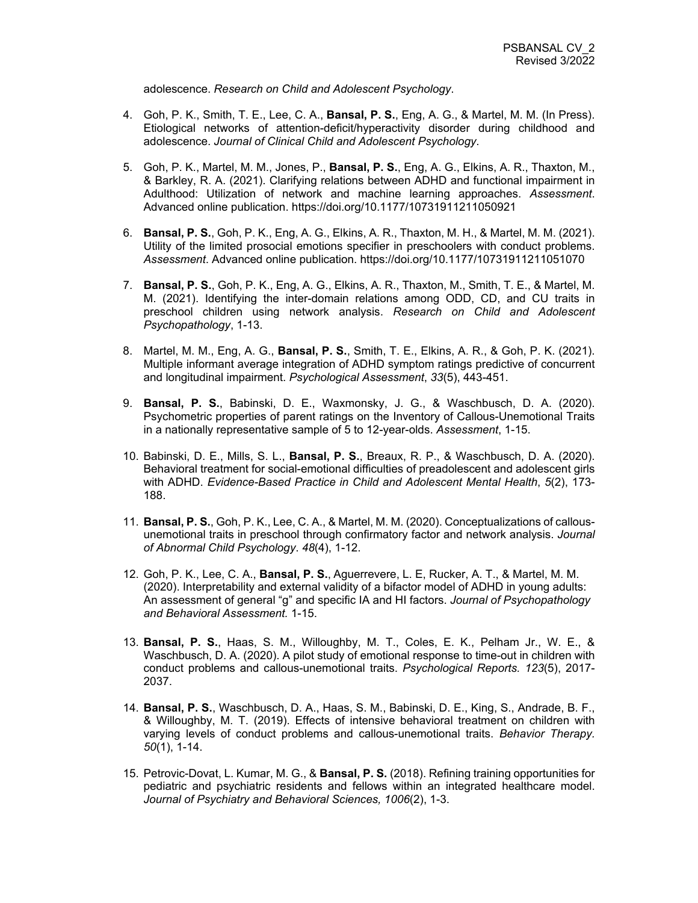adolescence. *Research on Child and Adolescent Psychology*.

4. Goh, P. K., Smith, T. E., Lee, C. A., **Bansal, P. S.**, Eng, A. G., & Martel, M. M. (In Press). Etiological networks of attention-deficit/hyperactivity disorder during childhood and adolescence. *Journal of Clinical Child and Adolescent Psychology*.

5. Goh, P. K., Martel, M. M., Jones, P., **Bansal, P. S.**, Eng, A. G., Elkins, A. R., Thaxton, M., & Barkley, R. A. (2021). Clarifying relations between ADHD and functional impairment in Adulthood: Utilization of network and machine learning approaches. *Assessment*. Advanced online publication. https://doi.org/10.1177/10731911211050921

6. **Bansal, P. S.**, Goh, P. K., Eng, A. G., Elkins, A. R., Thaxton, M. H., & Martel, M. M. (2021). Utility of the limited prosocial emotions specifier in preschoolers with conduct problems. *Assessment*. Advanced online publication. https://doi.org/10.1177/10731911211051070

7. **Bansal, P. S.**, Goh, P. K., Eng, A. G., Elkins, A. R., Thaxton, M., Smith, T. E., & Martel, M. M. (2021). Identifying the inter-domain relations among ODD, CD, and CU traits in preschool children using network analysis. *Research on Child and Adolescent Psychopathology*, 1-13.

8. Martel, M. M., Eng, A. G., **Bansal, P. S.**, Smith, T. E., Elkins, A. R., & Goh, P. K. (2021). Multiple informant average integration of ADHD symptom ratings predictive of concurrent and longitudinal impairment. *Psychological Assessment*, *33*(5), 443-451.

9. **Bansal, P. S.**, Babinski, D. E., Waxmonsky, J. G., & Waschbusch, D. A. (2020). Psychometric properties of parent ratings on the Inventory of Callous-Unemotional Traits in a nationally representative sample of 5 to 12-year-olds. *Assessment*, 1-15.

10. Babinski, D. E., Mills, S. L., **Bansal, P. S.**, Breaux, R. P., & Waschbusch, D. A. (2020). Behavioral treatment for social-emotional difficulties of preadolescent and adolescent girls with ADHD. *Evidence-Based Practice in Child and Adolescent Mental Health*, *5*(2), 173-188.

11. **Bansal, P. S.**, Goh, P. K., Lee, C. A., & Martel, M. M. (2020). Conceptualizations of callous-unemotional traits in preschool through confirmatory factor and network analysis. *Journal of Abnormal Child Psychology*. *48*(4), 1-12.

12. Goh, P. K., Lee, C. A., **Bansal, P. S.**, Aguerrevere, L. E, Rucker, A. T., & Martel, M. M. (2020). Interpretability and external validity of a bifactor model of ADHD in young adults: An assessment of general "g" and specific IA and HI factors. *Journal of Psychopathology and Behavioral Assessment.* 1-15.

13. **Bansal, P. S.**, Haas, S. M., Willoughby, M. T., Coles, E. K., Pelham Jr., W. E., & Waschbusch, D. A. (2020). A pilot study of emotional response to time-out in children with conduct problems and callous-unemotional traits. *Psychological Reports. 123*(5), 2017-2037.

14. **Bansal, P. S.**, Waschbusch, D. A., Haas, S. M., Babinski, D. E., King, S., Andrade, B. F., & Willoughby, M. T. (2019). Effects of intensive behavioral treatment on children with varying levels of conduct problems and callous-unemotional traits. *Behavior Therapy. 50*(1), 1-14.

15. Petrovic-Dovat, L. Kumar, M. G., & **Bansal, P. S.** (2018). Refining training opportunities for pediatric and psychiatric residents and fellows within an integrated healthcare model. *Journal of Psychiatry and Behavioral Sciences, 1006*(2), 1-3.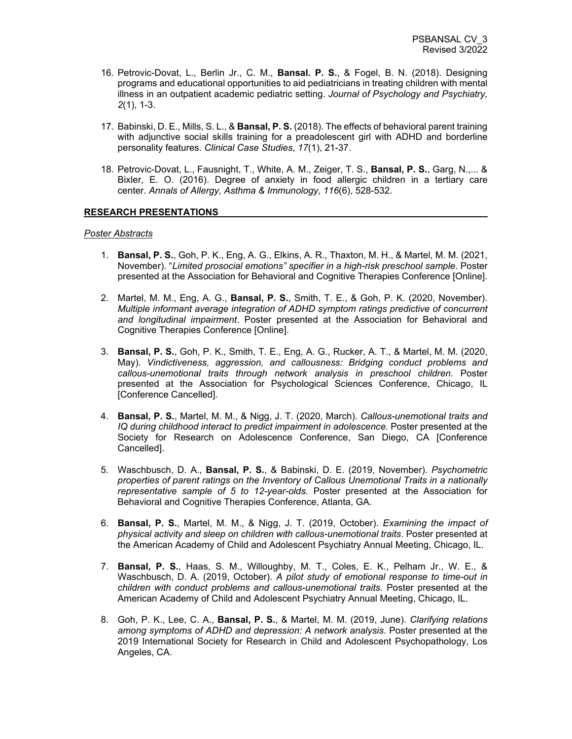16. Petrovic-Dovat, L., Berlin Jr., C. M., **Bansal. P. S.**, & Fogel, B. N. (2018). Designing programs and educational opportunities to aid pediatricians in treating children with mental illness in an outpatient academic pediatric setting. *Journal of Psychology and Psychiatry, 2*(1), 1-3.

17. Babinski, D. E., Mills, S. L., & **Bansal, P. S.** (2018). The effects of behavioral parent training with adjunctive social skills training for a preadolescent girl with ADHD and borderline personality features. *Clinical Case Studies*, *17*(1), 21-37.

18. Petrovic-Dovat, L., Fausnight, T., White, A. M., Zeiger, T. S., **Bansal, P. S.**, Garg, N.,... & Bixler, E. O. (2016). Degree of anxiety in food allergic children in a tertiary care center. *Annals of Allergy, Asthma & Immunology*, *116*(6), 528-532.

## RESEARCH PRESENTATIONS

*Poster Abstracts*

1. **Bansal, P. S.**, Goh, P. K., Eng, A. G., Elkins, A. R., Thaxton, M. H., & Martel, M. M. (2021, November). "*Limited prosocial emotions" specifier in a high-risk preschool sample*. Poster presented at the Association for Behavioral and Cognitive Therapies Conference [Online].

2. Martel, M. M., Eng, A. G., **Bansal, P. S.**, Smith, T. E., & Goh, P. K. (2020, November). *Multiple informant average integration of ADHD symptom ratings predictive of concurrent and longitudinal impairment*. Poster presented at the Association for Behavioral and Cognitive Therapies Conference [Online].

3. **Bansal, P. S.**, Goh, P. K., Smith, T. E., Eng, A. G., Rucker, A. T., & Martel, M. M. (2020, May). *Vindictiveness, aggression, and callousness: Bridging conduct problems and callous-unemotional traits through network analysis in preschool children.* Poster presented at the Association for Psychological Sciences Conference, Chicago, IL [Conference Cancelled].

4. **Bansal, P. S.**, Martel, M. M., & Nigg, J. T. (2020, March). *Callous-unemotional traits and IQ during childhood interact to predict impairment in adolescence.* Poster presented at the Society for Research on Adolescence Conference, San Diego, CA [Conference Cancelled].

5. Waschbusch, D. A., **Bansal, P. S.**, & Babinski, D. E. (2019, November). *Psychometric properties of parent ratings on the Inventory of Callous Unemotional Traits in a nationally representative sample of 5 to 12-year-olds.* Poster presented at the Association for Behavioral and Cognitive Therapies Conference, Atlanta, GA.

6. **Bansal, P. S.**, Martel, M. M., & Nigg, J. T. (2019, October). *Examining the impact of physical activity and sleep on children with callous-unemotional traits*. Poster presented at the American Academy of Child and Adolescent Psychiatry Annual Meeting, Chicago, IL.

7. **Bansal, P. S.**, Haas, S. M., Willoughby, M. T., Coles, E. K., Pelham Jr., W. E., & Waschbusch, D. A. (2019, October). *A pilot study of emotional response to time-out in children with conduct problems and callous-unemotional traits.* Poster presented at the American Academy of Child and Adolescent Psychiatry Annual Meeting, Chicago, IL.

8. Goh, P. K., Lee, C. A., **Bansal, P. S.**, & Martel, M. M. (2019, June). *Clarifying relations among symptoms of ADHD and depression: A network analysis*. Poster presented at the 2019 International Society for Research in Child and Adolescent Psychopathology, Los Angeles, CA.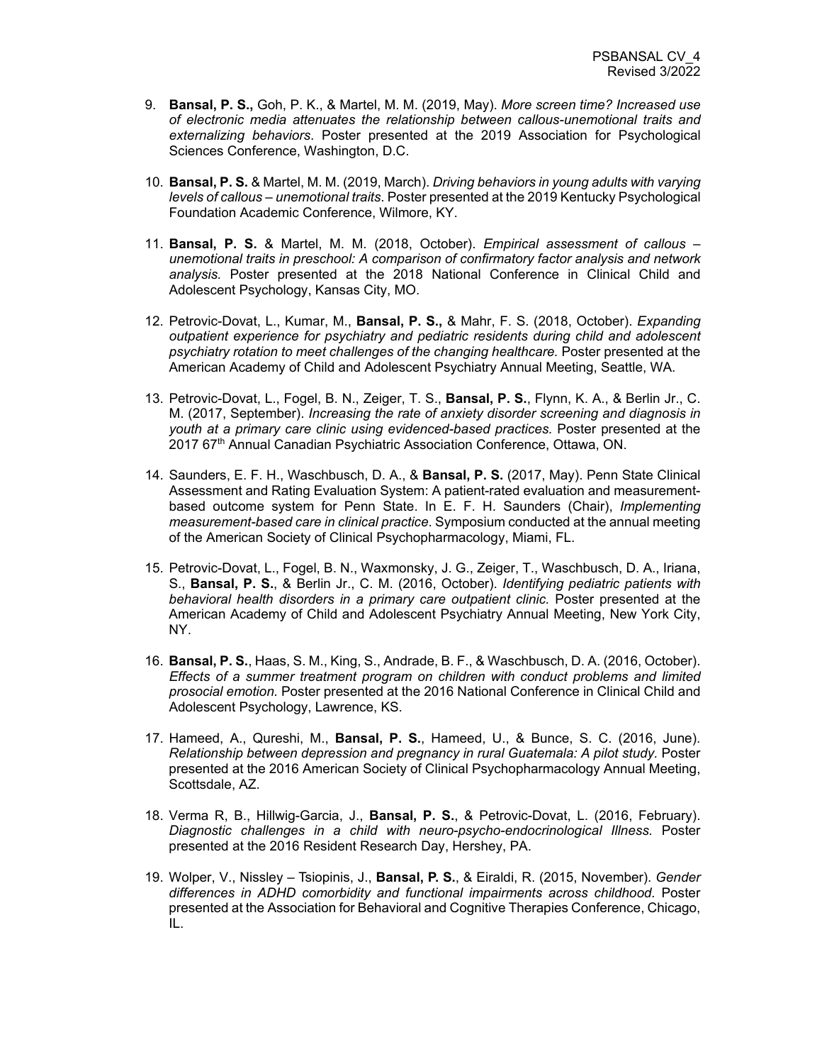9. **Bansal, P. S.,** Goh, P. K., & Martel, M. M. (2019, May). *More screen time? Increased use of electronic media attenuates the relationship between callous-unemotional traits and externalizing behaviors*. Poster presented at the 2019 Association for Psychological Sciences Conference, Washington, D.C.

10. **Bansal, P. S.** & Martel, M. M. (2019, March). *Driving behaviors in young adults with varying levels of callous – unemotional traits*. Poster presented at the 2019 Kentucky Psychological Foundation Academic Conference, Wilmore, KY.

11. **Bansal, P. S.** & Martel, M. M. (2018, October). *Empirical assessment of callous – unemotional traits in preschool: A comparison of confirmatory factor analysis and network analysis.* Poster presented at the 2018 National Conference in Clinical Child and Adolescent Psychology, Kansas City, MO.

12. Petrovic-Dovat, L., Kumar, M., **Bansal, P. S.,** & Mahr, F. S. (2018, October). *Expanding outpatient experience for psychiatry and pediatric residents during child and adolescent psychiatry rotation to meet challenges of the changing healthcare.* Poster presented at the American Academy of Child and Adolescent Psychiatry Annual Meeting, Seattle, WA.

13. Petrovic-Dovat, L., Fogel, B. N., Zeiger, T. S., **Bansal, P. S.**, Flynn, K. A., & Berlin Jr., C. M. (2017, September). *Increasing the rate of anxiety disorder screening and diagnosis in youth at a primary care clinic using evidenced-based practices.* Poster presented at the 2017 67th Annual Canadian Psychiatric Association Conference, Ottawa, ON.

14. Saunders, E. F. H., Waschbusch, D. A., & **Bansal, P. S.** (2017, May). Penn State Clinical Assessment and Rating Evaluation System: A patient-rated evaluation and measurement-based outcome system for Penn State. In E. F. H. Saunders (Chair), *Implementing measurement-based care in clinical practice*. Symposium conducted at the annual meeting of the American Society of Clinical Psychopharmacology, Miami, FL.

15. Petrovic-Dovat, L., Fogel, B. N., Waxmonsky, J. G., Zeiger, T., Waschbusch, D. A., Iriana, S., **Bansal, P. S.**, & Berlin Jr., C. M. (2016, October). *Identifying pediatric patients with behavioral health disorders in a primary care outpatient clinic.* Poster presented at the American Academy of Child and Adolescent Psychiatry Annual Meeting, New York City, NY.

16. **Bansal, P. S.**, Haas, S. M., King, S., Andrade, B. F., & Waschbusch, D. A. (2016, October). *Effects of a summer treatment program on children with conduct problems and limited prosocial emotion.* Poster presented at the 2016 National Conference in Clinical Child and Adolescent Psychology, Lawrence, KS.

17. Hameed, A., Qureshi, M., **Bansal, P. S.**, Hameed, U., & Bunce, S. C. (2016, June). *Relationship between depression and pregnancy in rural Guatemala: A pilot study.* Poster presented at the 2016 American Society of Clinical Psychopharmacology Annual Meeting, Scottsdale, AZ.

18. Verma R, B., Hillwig-Garcia, J., **Bansal, P. S.**, & Petrovic-Dovat, L. (2016, February). *Diagnostic challenges in a child with neuro-psycho-endocrinological Illness.* Poster presented at the 2016 Resident Research Day, Hershey, PA.

19. Wolper, V., Nissley – Tsiopinis, J., **Bansal, P. S.**, & Eiraldi, R. (2015, November). *Gender differences in ADHD comorbidity and functional impairments across childhood.* Poster presented at the Association for Behavioral and Cognitive Therapies Conference, Chicago, IL.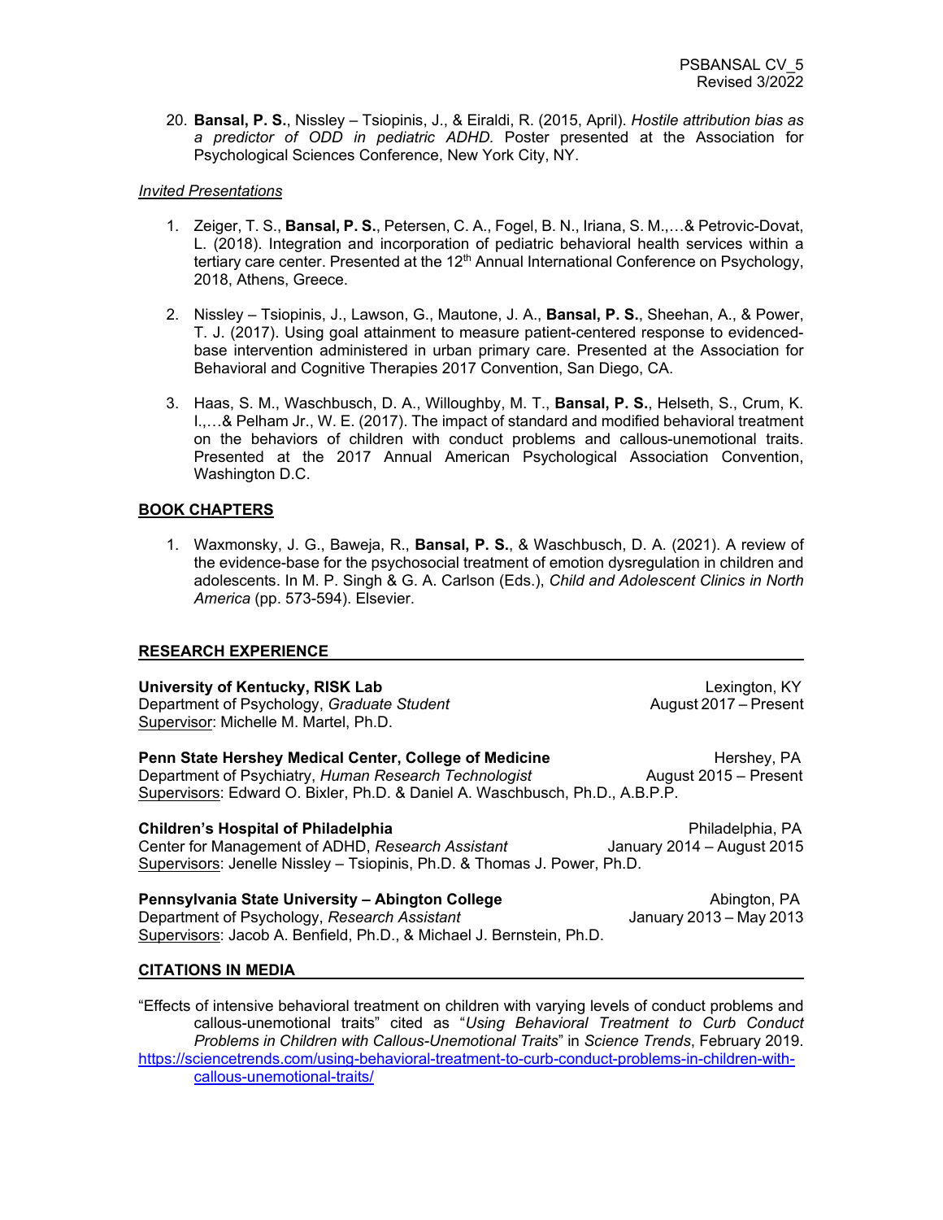20. **Bansal, P. S.**, Nissley – Tsiopinis, J., & Eiraldi, R. (2015, April). *Hostile attribution bias as a predictor of ODD in pediatric ADHD.* Poster presented at the Association for Psychological Sciences Conference, New York City, NY.

*Invited Presentations*

1. Zeiger, T. S., **Bansal, P. S.**, Petersen, C. A., Fogel, B. N., Iriana, S. M.,…& Petrovic-Dovat, L. (2018). Integration and incorporation of pediatric behavioral health services within a tertiary care center. Presented at the 12th Annual International Conference on Psychology, 2018, Athens, Greece.

2. Nissley – Tsiopinis, J., Lawson, G., Mautone, J. A., **Bansal, P. S.**, Sheehan, A., & Power, T. J. (2017). Using goal attainment to measure patient-centered response to evidenced-base intervention administered in urban primary care. Presented at the Association for Behavioral and Cognitive Therapies 2017 Convention, San Diego, CA.

3. Haas, S. M., Waschbusch, D. A., Willoughby, M. T., **Bansal, P. S.**, Helseth, S., Crum, K. I.,…& Pelham Jr., W. E. (2017). The impact of standard and modified behavioral treatment on the behaviors of children with conduct problems and callous-unemotional traits. Presented at the 2017 Annual American Psychological Association Convention, Washington D.C.

## BOOK CHAPTERS

1. Waxmonsky, J. G., Baweja, R., **Bansal, P. S.**, & Waschbusch, D. A. (2021). A review of the evidence-base for the psychosocial treatment of emotion dysregulation in children and adolescents. In M. P. Singh & G. A. Carlson (Eds.), *Child and Adolescent Clinics in North America* (pp. 573-594). Elsevier.

## RESEARCH EXPERIENCE

**University of Kentucky, RISK Lab** — Lexington, KY
Department of Psychology, *Graduate Student* — August 2017 – Present
Supervisor: Michelle M. Martel, Ph.D.

**Penn State Hershey Medical Center, College of Medicine** — Hershey, PA
Department of Psychiatry, *Human Research Technologist* — August 2015 – Present
Supervisors: Edward O. Bixler, Ph.D. & Daniel A. Waschbusch, Ph.D., A.B.P.P.

**Children's Hospital of Philadelphia** — Philadelphia, PA
Center for Management of ADHD, *Research Assistant* — January 2014 – August 2015
Supervisors: Jenelle Nissley – Tsiopinis, Ph.D. & Thomas J. Power, Ph.D.

**Pennsylvania State University – Abington College** — Abington, PA
Department of Psychology, *Research Assistant* — January 2013 – May 2013
Supervisors: Jacob A. Benfield, Ph.D., & Michael J. Bernstein, Ph.D.

## CITATIONS IN MEDIA

"Effects of intensive behavioral treatment on children with varying levels of conduct problems and callous-unemotional traits" cited as "*Using Behavioral Treatment to Curb Conduct Problems in Children with Callous-Unemotional Traits*" in *Science Trends*, February 2019. https://sciencetrends.com/using-behavioral-treatment-to-curb-conduct-problems-in-children-with-callous-unemotional-traits/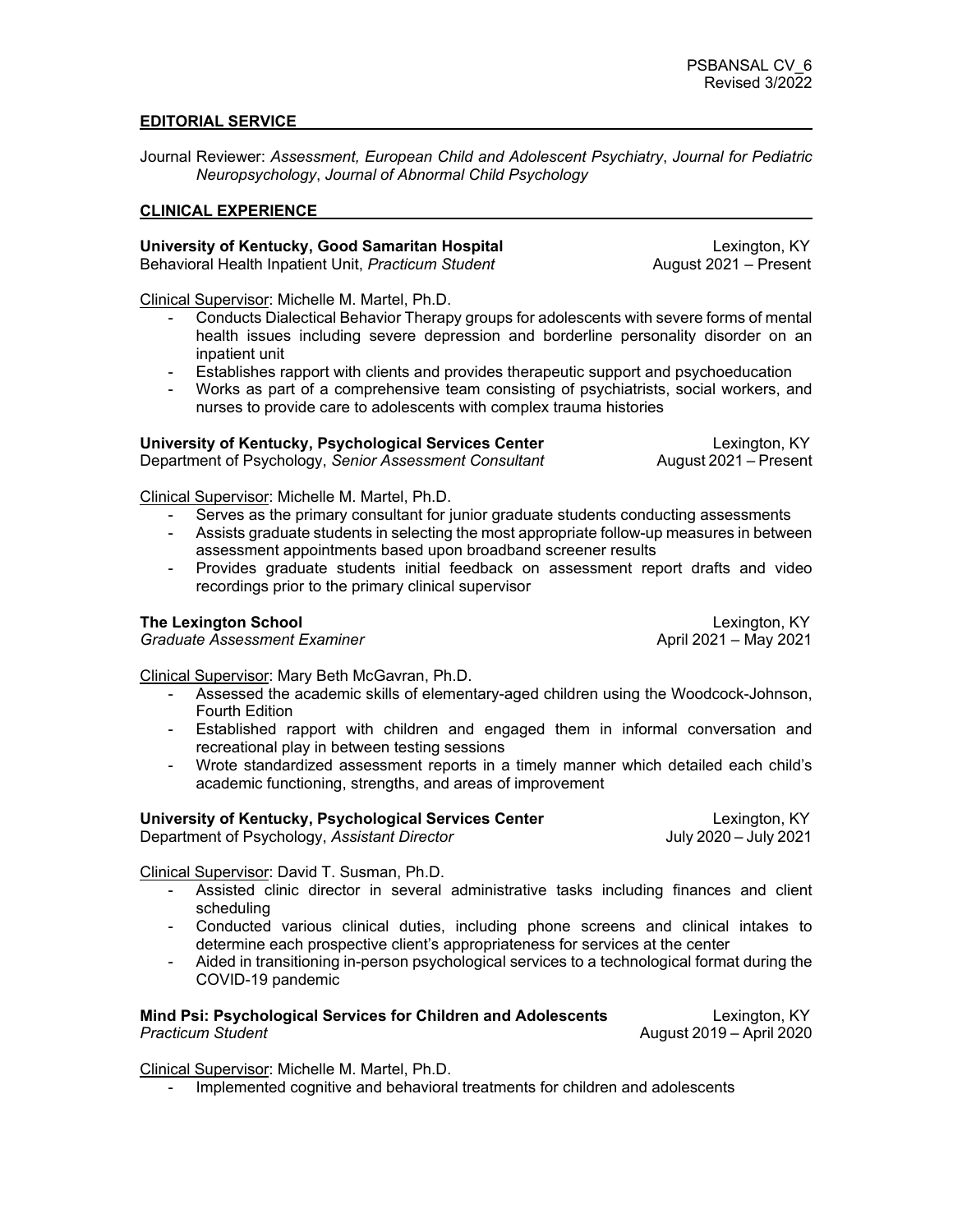## EDITORIAL SERVICE

Journal Reviewer: *Assessment, European Child and Adolescent Psychiatry*, *Journal for Pediatric Neuropsychology*, *Journal of Abnormal Child Psychology*

## CLINICAL EXPERIENCE

**University of Kentucky, Good Samaritan Hospital** — Lexington, KY
Behavioral Health Inpatient Unit, *Practicum Student* — August 2021 – Present

Clinical Supervisor: Michelle M. Martel, Ph.D.

- Conducts Dialectical Behavior Therapy groups for adolescents with severe forms of mental health issues including severe depression and borderline personality disorder on an inpatient unit
- Establishes rapport with clients and provides therapeutic support and psychoeducation
- Works as part of a comprehensive team consisting of psychiatrists, social workers, and nurses to provide care to adolescents with complex trauma histories

**University of Kentucky, Psychological Services Center** — Lexington, KY
Department of Psychology, *Senior Assessment Consultant* — August 2021 – Present

Clinical Supervisor: Michelle M. Martel, Ph.D.

- Serves as the primary consultant for junior graduate students conducting assessments
- Assists graduate students in selecting the most appropriate follow-up measures in between assessment appointments based upon broadband screener results
- Provides graduate students initial feedback on assessment report drafts and video recordings prior to the primary clinical supervisor

**The Lexington School** — Lexington, KY
*Graduate Assessment Examiner* — April 2021 – May 2021

Clinical Supervisor: Mary Beth McGavran, Ph.D.

- Assessed the academic skills of elementary-aged children using the Woodcock-Johnson, Fourth Edition
- Established rapport with children and engaged them in informal conversation and recreational play in between testing sessions
- Wrote standardized assessment reports in a timely manner which detailed each child's academic functioning, strengths, and areas of improvement

**University of Kentucky, Psychological Services Center** — Lexington, KY
Department of Psychology, *Assistant Director* — July 2020 – July 2021

Clinical Supervisor: David T. Susman, Ph.D.

- Assisted clinic director in several administrative tasks including finances and client scheduling
- Conducted various clinical duties, including phone screens and clinical intakes to determine each prospective client's appropriateness for services at the center
- Aided in transitioning in-person psychological services to a technological format during the COVID-19 pandemic

**Mind Psi: Psychological Services for Children and Adolescents** — Lexington, KY
*Practicum Student* — August 2019 – April 2020

Clinical Supervisor: Michelle M. Martel, Ph.D.

- Implemented cognitive and behavioral treatments for children and adolescents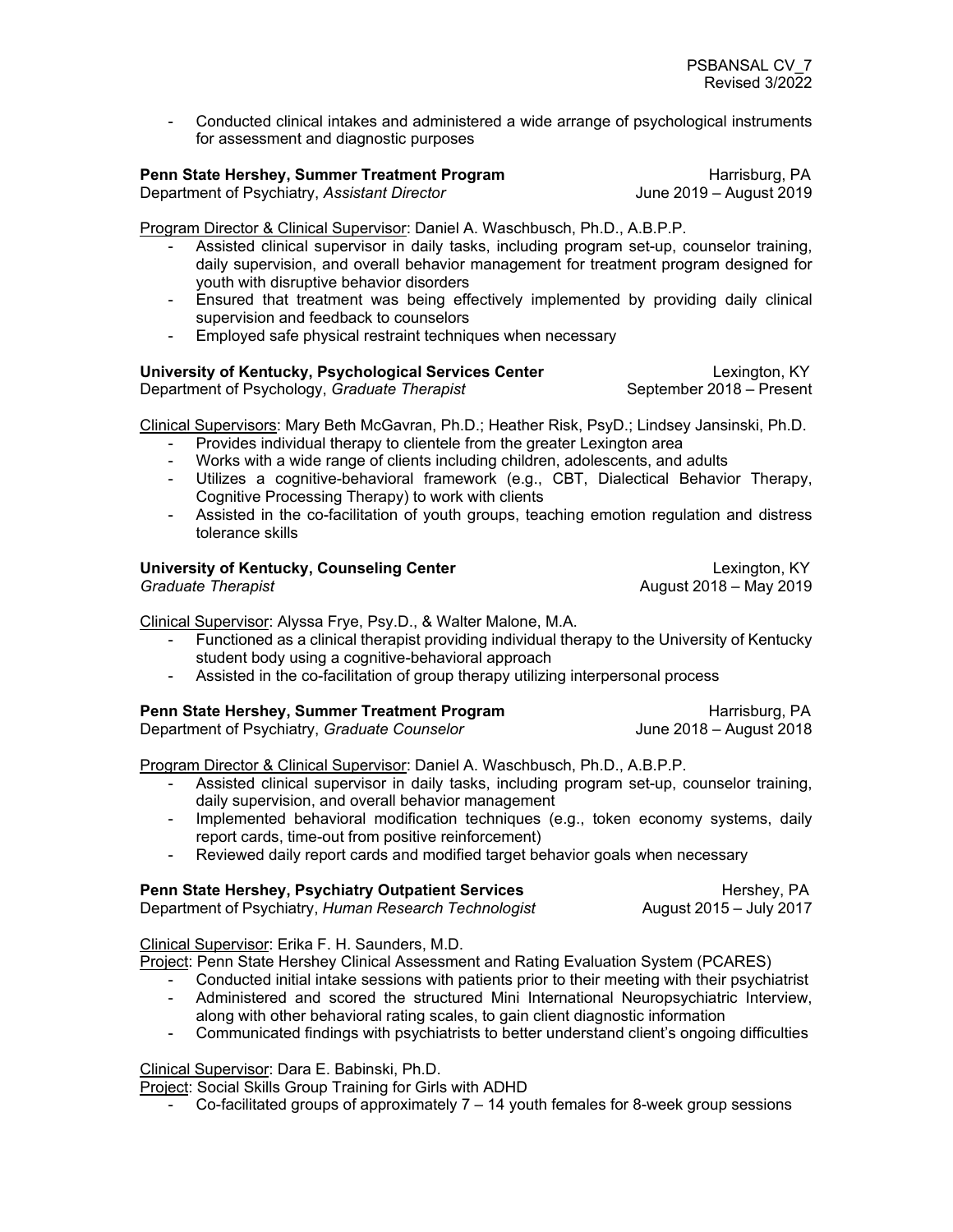- Conducted clinical intakes and administered a wide arrange of psychological instruments for assessment and diagnostic purposes

**Penn State Hershey, Summer Treatment Program** — Harrisburg, PA
Department of Psychiatry, *Assistant Director* — June 2019 – August 2019

Program Director & Clinical Supervisor: Daniel A. Waschbusch, Ph.D., A.B.P.P.

- Assisted clinical supervisor in daily tasks, including program set-up, counselor training, daily supervision, and overall behavior management for treatment program designed for youth with disruptive behavior disorders
- Ensured that treatment was being effectively implemented by providing daily clinical supervision and feedback to counselors
- Employed safe physical restraint techniques when necessary

**University of Kentucky, Psychological Services Center** — Lexington, KY
Department of Psychology, *Graduate Therapist* — September 2018 – Present

Clinical Supervisors: Mary Beth McGavran, Ph.D.; Heather Risk, PsyD.; Lindsey Jansinski, Ph.D.

- Provides individual therapy to clientele from the greater Lexington area
- Works with a wide range of clients including children, adolescents, and adults
- Utilizes a cognitive-behavioral framework (e.g., CBT, Dialectical Behavior Therapy, Cognitive Processing Therapy) to work with clients
- Assisted in the co-facilitation of youth groups, teaching emotion regulation and distress tolerance skills

**University of Kentucky, Counseling Center** — Lexington, KY
*Graduate Therapist* — August 2018 – May 2019

Clinical Supervisor: Alyssa Frye, Psy.D., & Walter Malone, M.A.

- Functioned as a clinical therapist providing individual therapy to the University of Kentucky student body using a cognitive-behavioral approach
- Assisted in the co-facilitation of group therapy utilizing interpersonal process

**Penn State Hershey, Summer Treatment Program** — Harrisburg, PA
Department of Psychiatry, *Graduate Counselor* — June 2018 – August 2018

Program Director & Clinical Supervisor: Daniel A. Waschbusch, Ph.D., A.B.P.P.

- Assisted clinical supervisor in daily tasks, including program set-up, counselor training, daily supervision, and overall behavior management
- Implemented behavioral modification techniques (e.g., token economy systems, daily report cards, time-out from positive reinforcement)
- Reviewed daily report cards and modified target behavior goals when necessary

**Penn State Hershey, Psychiatry Outpatient Services** — Hershey, PA
Department of Psychiatry, *Human Research Technologist* — August 2015 – July 2017

Clinical Supervisor: Erika F. H. Saunders, M.D.
Project: Penn State Hershey Clinical Assessment and Rating Evaluation System (PCARES)

- Conducted initial intake sessions with patients prior to their meeting with their psychiatrist
- Administered and scored the structured Mini International Neuropsychiatric Interview, along with other behavioral rating scales, to gain client diagnostic information
- Communicated findings with psychiatrists to better understand client's ongoing difficulties

Clinical Supervisor: Dara E. Babinski, Ph.D.
Project: Social Skills Group Training for Girls with ADHD

- Co-facilitated groups of approximately 7 – 14 youth females for 8-week group sessions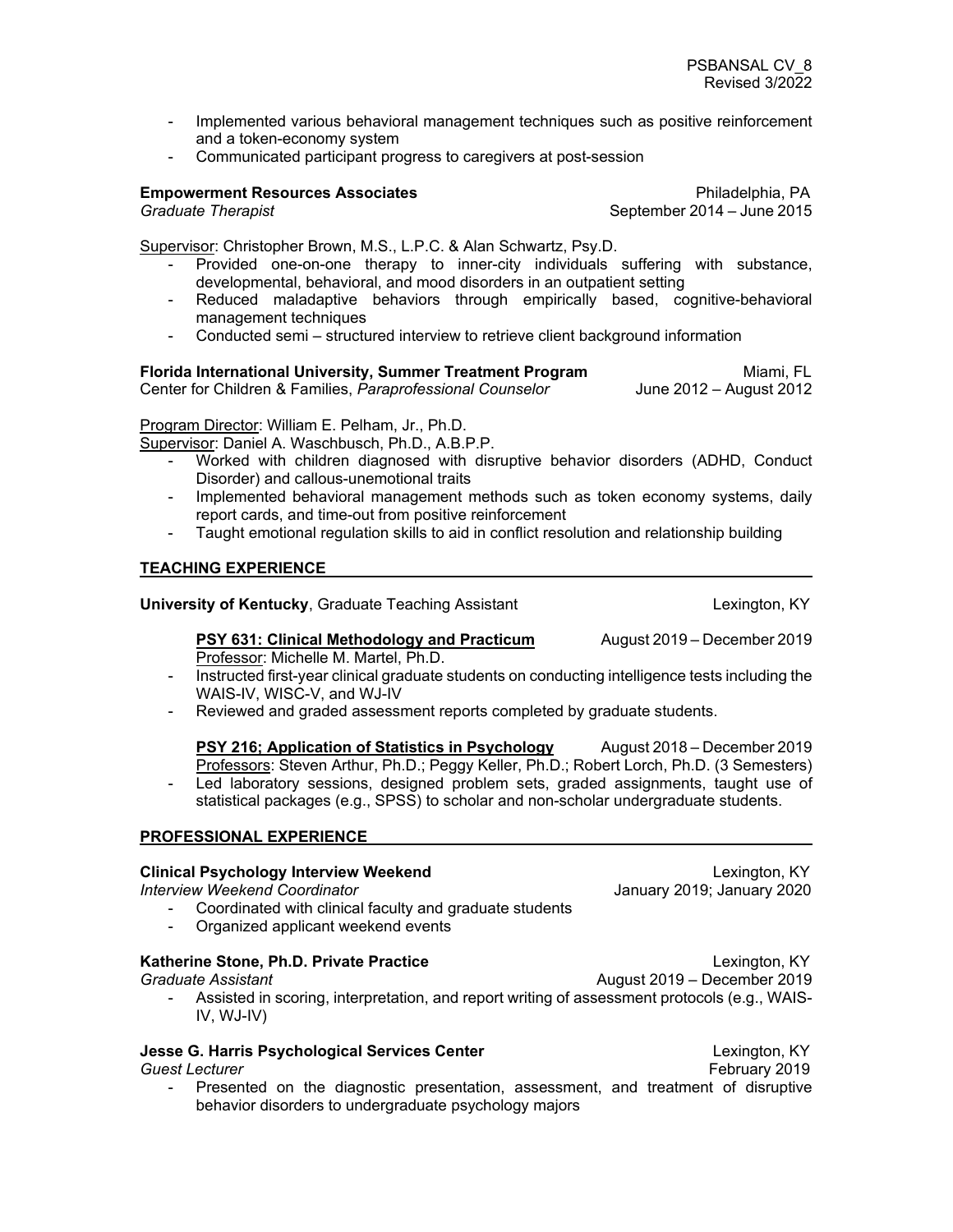- Implemented various behavioral management techniques such as positive reinforcement and a token-economy system
- Communicated participant progress to caregivers at post-session

**Empowerment Resources Associates** Philadelphia, PA
*Graduate Therapist* September 2014 – June 2015

Supervisor: Christopher Brown, M.S., L.P.C. & Alan Schwartz, Psy.D.

- Provided one-on-one therapy to inner-city individuals suffering with substance, developmental, behavioral, and mood disorders in an outpatient setting
- Reduced maladaptive behaviors through empirically based, cognitive-behavioral management techniques
- Conducted semi – structured interview to retrieve client background information

**Florida International University, Summer Treatment Program** Miami, FL
Center for Children & Families, *Paraprofessional Counselor* June 2012 – August 2012

Program Director: William E. Pelham, Jr., Ph.D.
Supervisor: Daniel A. Waschbusch, Ph.D., A.B.P.P.

- Worked with children diagnosed with disruptive behavior disorders (ADHD, Conduct Disorder) and callous-unemotional traits
- Implemented behavioral management methods such as token economy systems, daily report cards, and time-out from positive reinforcement
- Taught emotional regulation skills to aid in conflict resolution and relationship building

## TEACHING EXPERIENCE

**University of Kentucky**, Graduate Teaching Assistant Lexington, KY

**PSY 631: Clinical Methodology and Practicum** August 2019 – December 2019
Professor: Michelle M. Martel, Ph.D.

- Instructed first-year clinical graduate students on conducting intelligence tests including the WAIS-IV, WISC-V, and WJ-IV
- Reviewed and graded assessment reports completed by graduate students.

**PSY 216; Application of Statistics in Psychology** August 2018 – December 2019
Professors: Steven Arthur, Ph.D.; Peggy Keller, Ph.D.; Robert Lorch, Ph.D. (3 Semesters)

- Led laboratory sessions, designed problem sets, graded assignments, taught use of statistical packages (e.g., SPSS) to scholar and non-scholar undergraduate students.

## PROFESSIONAL EXPERIENCE

**Clinical Psychology Interview Weekend** Lexington, KY
*Interview Weekend Coordinator* January 2019; January 2020

- Coordinated with clinical faculty and graduate students
- Organized applicant weekend events

**Katherine Stone, Ph.D. Private Practice** Lexington, KY
*Graduate Assistant* August 2019 – December 2019

- Assisted in scoring, interpretation, and report writing of assessment protocols (e.g., WAIS-IV, WJ-IV)

**Jesse G. Harris Psychological Services Center** Lexington, KY
*Guest Lecturer* February 2019

- Presented on the diagnostic presentation, assessment, and treatment of disruptive behavior disorders to undergraduate psychology majors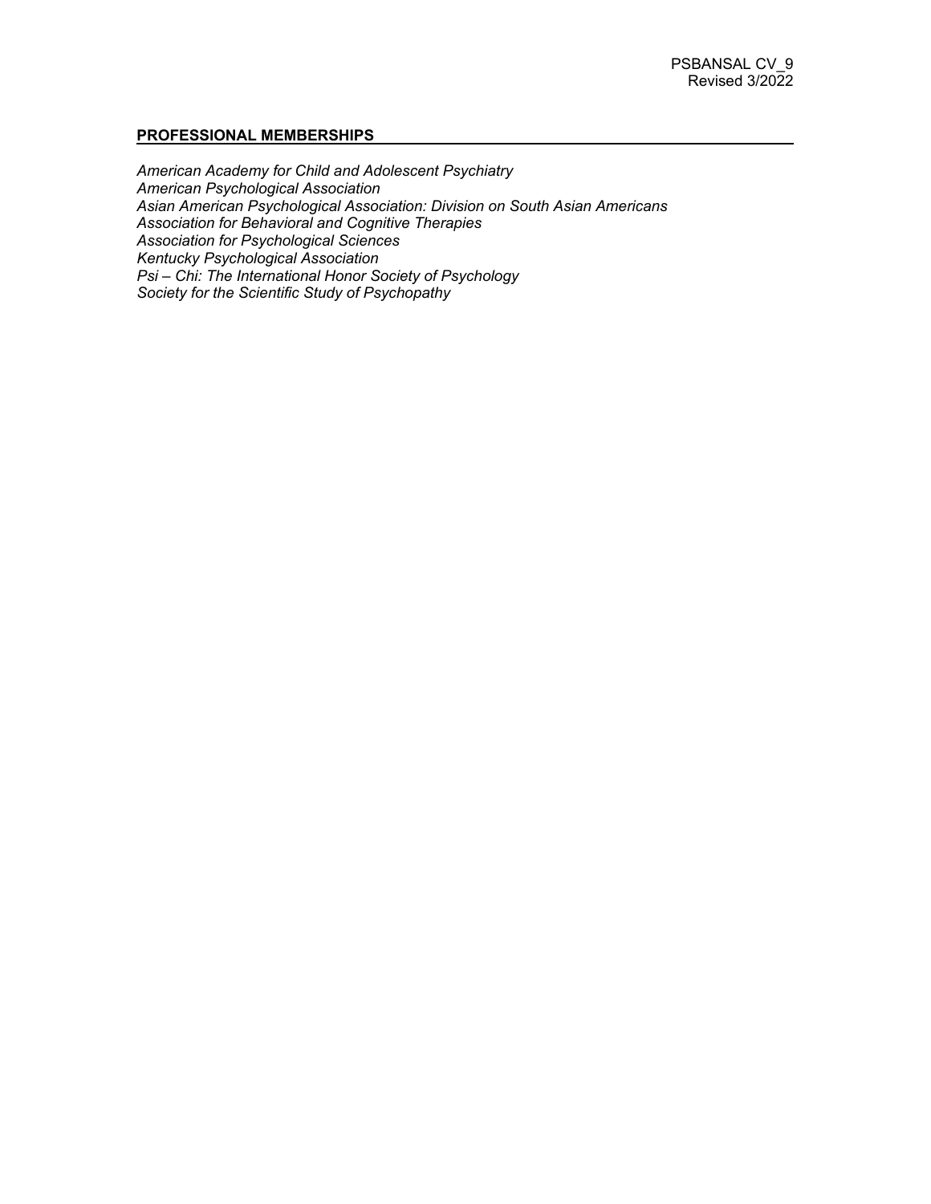## PROFESSIONAL MEMBERSHIPS

*American Academy for Child and Adolescent Psychiatry*
*American Psychological Association*
*Asian American Psychological Association: Division on South Asian Americans*
*Association for Behavioral and Cognitive Therapies*
*Association for Psychological Sciences*
*Kentucky Psychological Association*
*Psi – Chi: The International Honor Society of Psychology*
*Society for the Scientific Study of Psychopathy*